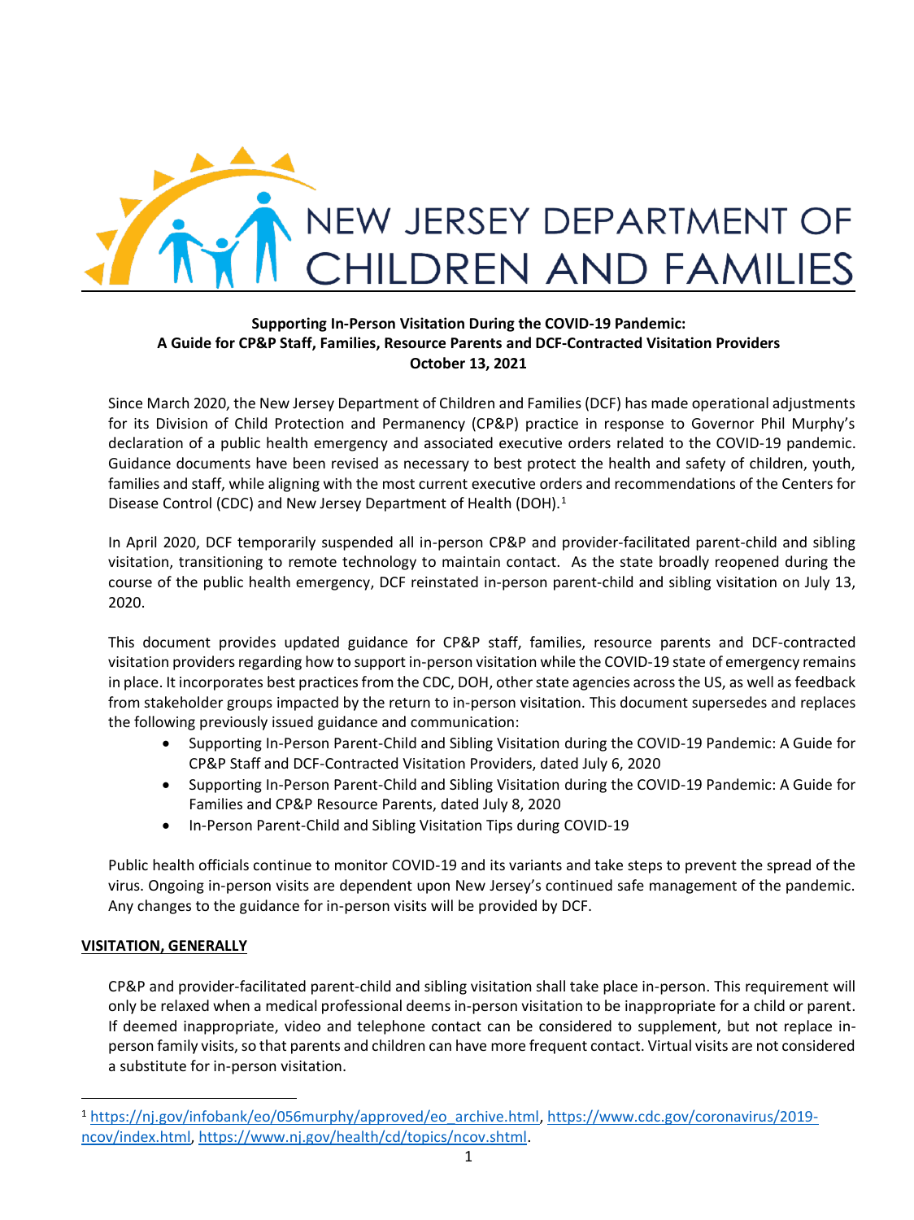NEW JERSEY DEPARTMENT OF CHILDREN AND FAMILIES

**Supporting In-Person Visitation During the COVID-19 Pandemic:**
**A Guide for CP&P Staff, Families, Resource Parents and DCF-Contracted Visitation Providers**
**October 13, 2021**

Since March 2020, the New Jersey Department of Children and Families (DCF) has made operational adjustments for its Division of Child Protection and Permanency (CP&P) practice in response to Governor Phil Murphy's declaration of a public health emergency and associated executive orders related to the COVID-19 pandemic. Guidance documents have been revised as necessary to best protect the health and safety of children, youth, families and staff, while aligning with the most current executive orders and recommendations of the Centers for Disease Control (CDC) and New Jersey Department of Health (DOH).[1]

In April 2020, DCF temporarily suspended all in-person CP&P and provider-facilitated parent-child and sibling visitation, transitioning to remote technology to maintain contact. As the state broadly reopened during the course of the public health emergency, DCF reinstated in-person parent-child and sibling visitation on July 13, 2020.

This document provides updated guidance for CP&P staff, families, resource parents and DCF-contracted visitation providers regarding how to support in-person visitation while the COVID-19 state of emergency remains in place. It incorporates best practices from the CDC, DOH, other state agencies across the US, as well as feedback from stakeholder groups impacted by the return to in-person visitation. This document supersedes and replaces the following previously issued guidance and communication:

- Supporting In-Person Parent-Child and Sibling Visitation during the COVID-19 Pandemic: A Guide for CP&P Staff and DCF-Contracted Visitation Providers, dated July 6, 2020
- Supporting In-Person Parent-Child and Sibling Visitation during the COVID-19 Pandemic: A Guide for Families and CP&P Resource Parents, dated July 8, 2020
- In-Person Parent-Child and Sibling Visitation Tips during COVID-19

Public health officials continue to monitor COVID-19 and its variants and take steps to prevent the spread of the virus. Ongoing in-person visits are dependent upon New Jersey's continued safe management of the pandemic. Any changes to the guidance for in-person visits will be provided by DCF.

## VISITATION, GENERALLY

CP&P and provider-facilitated parent-child and sibling visitation shall take place in-person. This requirement will only be relaxed when a medical professional deems in-person visitation to be inappropriate for a child or parent. If deemed inappropriate, video and telephone contact can be considered to supplement, but not replace in-person family visits, so that parents and children can have more frequent contact. Virtual visits are not considered a substitute for in-person visitation.

[1] https://nj.gov/infobank/eo/056murphy/approved/eo_archive.html, https://www.cdc.gov/coronavirus/2019-ncov/index.html, https://www.nj.gov/health/cd/topics/ncov.shtml.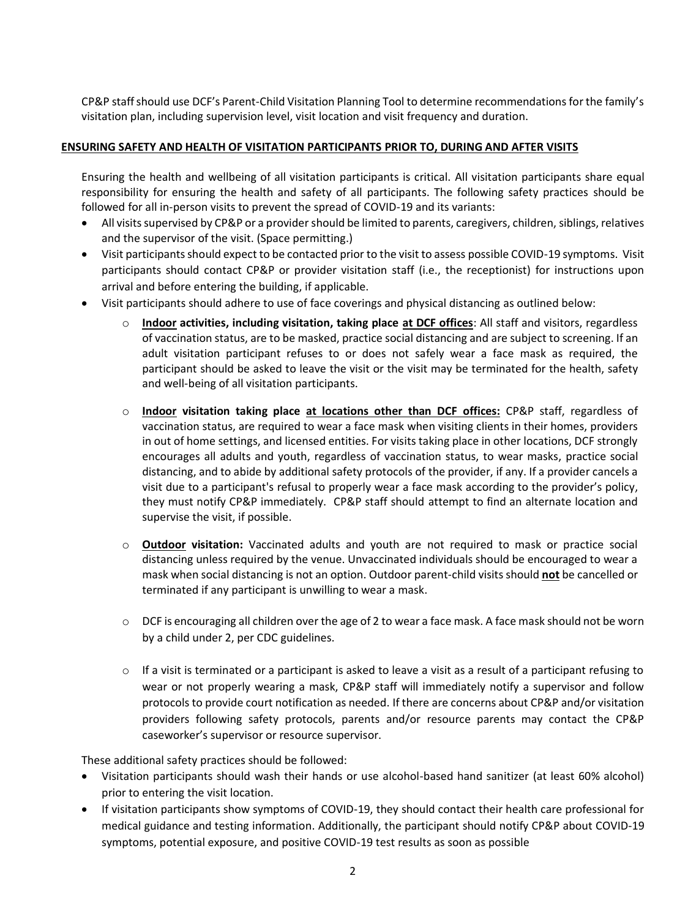CP&P staff should use DCF's Parent-Child Visitation Planning Tool to determine recommendations for the family's visitation plan, including supervision level, visit location and visit frequency and duration.

## ENSURING SAFETY AND HEALTH OF VISITATION PARTICIPANTS PRIOR TO, DURING AND AFTER VISITS

Ensuring the health and wellbeing of all visitation participants is critical. All visitation participants share equal responsibility for ensuring the health and safety of all participants. The following safety practices should be followed for all in-person visits to prevent the spread of COVID-19 and its variants:

- All visits supervised by CP&P or a provider should be limited to parents, caregivers, children, siblings, relatives and the supervisor of the visit. (Space permitting.)
- Visit participants should expect to be contacted prior to the visit to assess possible COVID-19 symptoms. Visit participants should contact CP&P or provider visitation staff (i.e., the receptionist) for instructions upon arrival and before entering the building, if applicable.
- Visit participants should adhere to use of face coverings and physical distancing as outlined below:
    - **Indoor activities, including visitation, taking place at DCF offices**: All staff and visitors, regardless of vaccination status, are to be masked, practice social distancing and are subject to screening. If an adult visitation participant refuses to or does not safely wear a face mask as required, the participant should be asked to leave the visit or the visit may be terminated for the health, safety and well-being of all visitation participants.
    - **Indoor visitation taking place at locations other than DCF offices:** CP&P staff, regardless of vaccination status, are required to wear a face mask when visiting clients in their homes, providers in out of home settings, and licensed entities. For visits taking place in other locations, DCF strongly encourages all adults and youth, regardless of vaccination status, to wear masks, practice social distancing, and to abide by additional safety protocols of the provider, if any. If a provider cancels a visit due to a participant's refusal to properly wear a face mask according to the provider's policy, they must notify CP&P immediately. CP&P staff should attempt to find an alternate location and supervise the visit, if possible.
    - **Outdoor visitation:** Vaccinated adults and youth are not required to mask or practice social distancing unless required by the venue. Unvaccinated individuals should be encouraged to wear a mask when social distancing is not an option. Outdoor parent-child visits should **not** be cancelled or terminated if any participant is unwilling to wear a mask.
    - DCF is encouraging all children over the age of 2 to wear a face mask. A face mask should not be worn by a child under 2, per CDC guidelines.
    - If a visit is terminated or a participant is asked to leave a visit as a result of a participant refusing to wear or not properly wearing a mask, CP&P staff will immediately notify a supervisor and follow protocols to provide court notification as needed. If there are concerns about CP&P and/or visitation providers following safety protocols, parents and/or resource parents may contact the CP&P caseworker's supervisor or resource supervisor.

These additional safety practices should be followed:

- Visitation participants should wash their hands or use alcohol-based hand sanitizer (at least 60% alcohol) prior to entering the visit location.
- If visitation participants show symptoms of COVID-19, they should contact their health care professional for medical guidance and testing information. Additionally, the participant should notify CP&P about COVID-19 symptoms, potential exposure, and positive COVID-19 test results as soon as possible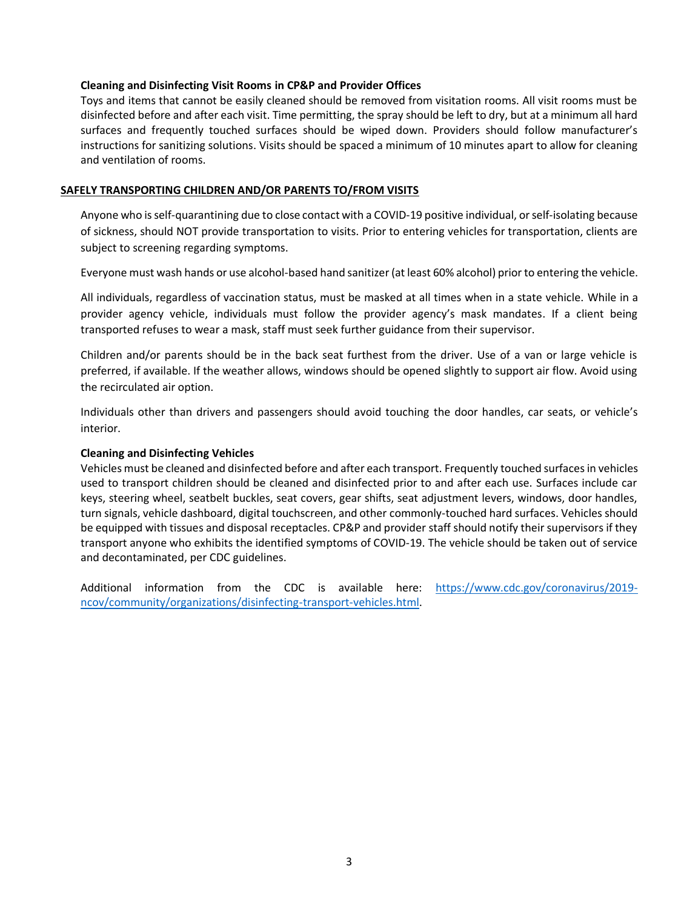### Cleaning and Disinfecting Visit Rooms in CP&P and Provider Offices

Toys and items that cannot be easily cleaned should be removed from visitation rooms. All visit rooms must be disinfected before and after each visit. Time permitting, the spray should be left to dry, but at a minimum all hard surfaces and frequently touched surfaces should be wiped down. Providers should follow manufacturer's instructions for sanitizing solutions. Visits should be spaced a minimum of 10 minutes apart to allow for cleaning and ventilation of rooms.

## SAFELY TRANSPORTING CHILDREN AND/OR PARENTS TO/FROM VISITS

Anyone who is self-quarantining due to close contact with a COVID-19 positive individual, or self-isolating because of sickness, should NOT provide transportation to visits. Prior to entering vehicles for transportation, clients are subject to screening regarding symptoms.

Everyone must wash hands or use alcohol-based hand sanitizer (at least 60% alcohol) prior to entering the vehicle.

All individuals, regardless of vaccination status, must be masked at all times when in a state vehicle. While in a provider agency vehicle, individuals must follow the provider agency's mask mandates. If a client being transported refuses to wear a mask, staff must seek further guidance from their supervisor.

Children and/or parents should be in the back seat furthest from the driver. Use of a van or large vehicle is preferred, if available. If the weather allows, windows should be opened slightly to support air flow. Avoid using the recirculated air option.

Individuals other than drivers and passengers should avoid touching the door handles, car seats, or vehicle's interior.

### Cleaning and Disinfecting Vehicles

Vehicles must be cleaned and disinfected before and after each transport. Frequently touched surfaces in vehicles used to transport children should be cleaned and disinfected prior to and after each use. Surfaces include car keys, steering wheel, seatbelt buckles, seat covers, gear shifts, seat adjustment levers, windows, door handles, turn signals, vehicle dashboard, digital touchscreen, and other commonly-touched hard surfaces. Vehicles should be equipped with tissues and disposal receptacles. CP&P and provider staff should notify their supervisors if they transport anyone who exhibits the identified symptoms of COVID-19. The vehicle should be taken out of service and decontaminated, per CDC guidelines.

Additional information from the CDC is available here: [https://www.cdc.gov/coronavirus/2019-ncov/community/organizations/disinfecting-transport-vehicles.html](https://www.cdc.gov/coronavirus/2019-ncov/community/organizations/disinfecting-transport-vehicles.html).